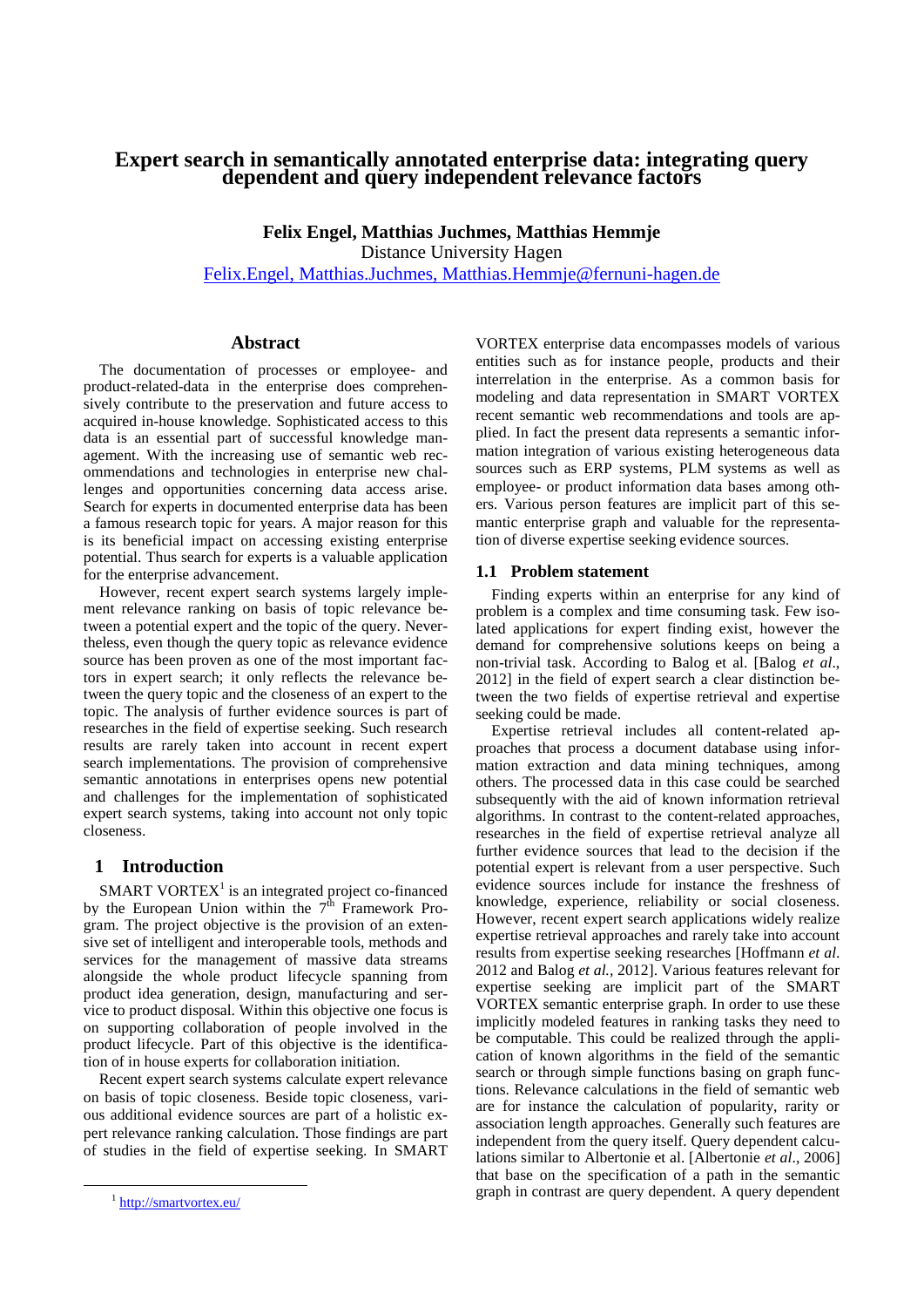# Expert search in semantically annotated enterprise data: integrating query dependent and query independent relevance factors

**Felix Engel, Matthias Juchmes, Matthias Hemmje**
Distance University Hagen
Felix.Engel, Matthias.Juchmes, Matthias.Hemmje@fernuni-hagen.de

## Abstract

The documentation of processes or employee- and product-related-data in the enterprise does comprehensively contribute to the preservation and future access to acquired in-house knowledge. Sophisticated access to this data is an essential part of successful knowledge management. With the increasing use of semantic web recommendations and technologies in enterprise new challenges and opportunities concerning data access arise. Search for experts in documented enterprise data has been a famous research topic for years. A major reason for this is its beneficial impact on accessing existing enterprise potential. Thus search for experts is a valuable application for the enterprise advancement.

However, recent expert search systems largely implement relevance ranking on basis of topic relevance between a potential expert and the topic of the query. Nevertheless, even though the query topic as relevance evidence source has been proven as one of the most important factors in expert search; it only reflects the relevance between the query topic and the closeness of an expert to the topic. The analysis of further evidence sources is part of researches in the field of expertise seeking. Such research results are rarely taken into account in recent expert search implementations. The provision of comprehensive semantic annotations in enterprises opens new potential and challenges for the implementation of sophisticated expert search systems, taking into account not only topic closeness.

## 1 Introduction

SMART VORTEX[1] is an integrated project co-financed by the European Union within the 7[th] Framework Program. The project objective is the provision of an extensive set of intelligent and interoperable tools, methods and services for the management of massive data streams alongside the whole product lifecycle spanning from product idea generation, design, manufacturing and service to product disposal. Within this objective one focus is on supporting collaboration of people involved in the product lifecycle. Part of this objective is the identification of in house experts for collaboration initiation.

Recent expert search systems calculate expert relevance on basis of topic closeness. Beside topic closeness, various additional evidence sources are part of a holistic expert relevance ranking calculation. Those findings are part of studies in the field of expertise seeking. In SMART VORTEX enterprise data encompasses models of various entities such as for instance people, products and their interrelation in the enterprise. As a common basis for modeling and data representation in SMART VORTEX recent semantic web recommendations and tools are applied. In fact the present data represents a semantic information integration of various existing heterogeneous data sources such as ERP systems, PLM systems as well as employee- or product information data bases among others. Various person features are implicit part of this semantic enterprise graph and valuable for the representation of diverse expertise seeking evidence sources.

### 1.1 Problem statement

Finding experts within an enterprise for any kind of problem is a complex and time consuming task. Few isolated applications for expert finding exist, however the demand for comprehensive solutions keeps on being a non-trivial task. According to Balog et al. [Balog *et al*., 2012] in the field of expert search a clear distinction between the two fields of expertise retrieval and expertise seeking could be made.

Expertise retrieval includes all content-related approaches that process a document database using information extraction and data mining techniques, among others. The processed data in this case could be searched subsequently with the aid of known information retrieval algorithms. In contrast to the content-related approaches, researches in the field of expertise retrieval analyze all further evidence sources that lead to the decision if the potential expert is relevant from a user perspective. Such evidence sources include for instance the freshness of knowledge, experience, reliability or social closeness. However, recent expert search applications widely realize expertise retrieval approaches and rarely take into account results from expertise seeking researches [Hoffmann *et al.* 2012 and Balog *et al.*, 2012]. Various features relevant for expertise seeking are implicit part of the SMART VORTEX semantic enterprise graph. In order to use these implicitly modeled features in ranking tasks they need to be computable. This could be realized through the application of known algorithms in the field of the semantic search or through simple functions basing on graph functions. Relevance calculations in the field of semantic web are for instance the calculation of popularity, rarity or association length approaches. Generally such features are independent from the query itself. Query dependent calculations similar to Albertonie et al. [Albertonie *et al*., 2006] that base on the specification of a path in the semantic graph in contrast are query dependent. A query dependent

[1] http://smartvortex.eu/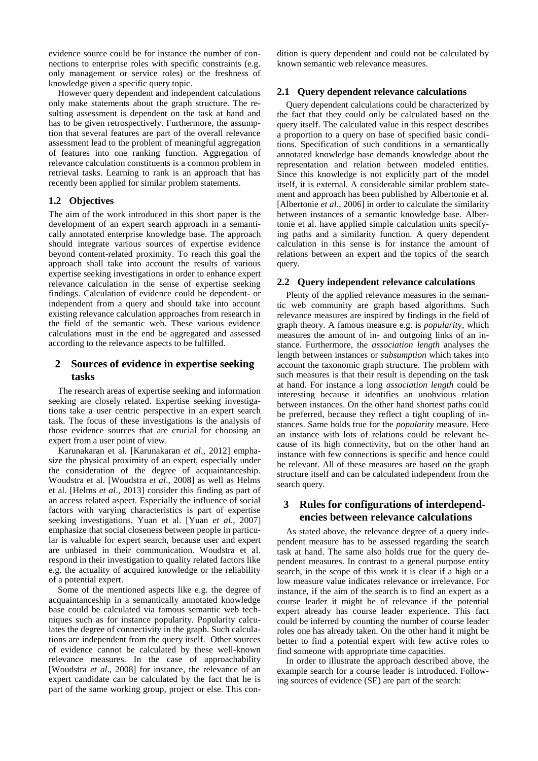evidence source could be for instance the number of connections to enterprise roles with specific constraints (e.g. only management or service roles) or the freshness of knowledge given a specific query topic.

However query dependent and independent calculations only make statements about the graph structure. The resulting assessment is dependent on the task at hand and has to be given retrospectively. Furthermore, the assumption that several features are part of the overall relevance assessment lead to the problem of meaningful aggregation of features into one ranking function. Aggregation of relevance calculation constituents is a common problem in retrieval tasks. Learning to rank is an approach that has recently been applied for similar problem statements.

### 1.2 Objectives

The aim of the work introduced in this short paper is the development of an expert search approach in a semantically annotated enterprise knowledge base. The approach should integrate various sources of expertise evidence beyond content-related proximity. To reach this goal the approach shall take into account the results of various expertise seeking investigations in order to enhance expert relevance calculation in the sense of expertise seeking findings. Calculation of evidence could be dependent- or independent from a query and should take into account existing relevance calculation approaches from research in the field of the semantic web. These various evidence calculations must in the end be aggregated and assessed according to the relevance aspects to be fulfilled.

## 2 Sources of evidence in expertise seeking tasks

The research areas of expertise seeking and information seeking are closely related. Expertise seeking investigations take a user centric perspective in an expert search task. The focus of these investigations is the analysis of those evidence sources that are crucial for choosing an expert from a user point of view.

Karunakaran et al. [Karunakaran *et al*., 2012] emphasize the physical proximity of an expert, especially under the consideration of the degree of acquaintanceship. Woudstra et al. [Woudstra *et al*., 2008] as well as Helms et al. [Helms *et al*., 2013] consider this finding as part of an access related aspect. Especially the influence of social factors with varying characteristics is part of expertise seeking investigations. Yuan et al. [Yuan *et al*., 2007] emphasize that social closeness between people in particular is valuable for expert search, because user and expert are unbiased in their communication. Woudstra et al. respond in their investigation to quality related factors like e.g. the actuality of acquired knowledge or the reliability of a potential expert.

Some of the mentioned aspects like e.g. the degree of acquaintanceship in a semantically annotated knowledge base could be calculated via famous semantic web techniques such as for instance popularity. Popularity calculates the degree of connectivity in the graph. Such calculations are independent from the query itself. Other sources of evidence cannot be calculated by these well-known relevance measures. In the case of approachability [Woudstra *et al*., 2008] for instance, the relevance of an expert candidate can be calculated by the fact that he is part of the same working group, project or else. This condition is query dependent and could not be calculated by known semantic web relevance measures.

### 2.1 Query dependent relevance calculations

Query dependent calculations could be characterized by the fact that they could only be calculated based on the query itself. The calculated value in this respect describes a proportion to a query on base of specified basic conditions. Specification of such conditions in a semantically annotated knowledge base demands knowledge about the representation and relation between modeled entities. Since this knowledge is not explicitly part of the model itself, it is external. A considerable similar problem statement and approach has been published by Albertonie et al. [Albertonie *et al*., 2006] in order to calculate the similarity between instances of a semantic knowledge base. Albertonie et al. have applied simple calculation units specifying paths and a similarity function. A query dependent calculation in this sense is for instance the amount of relations between an expert and the topics of the search query.

### 2.2 Query independent relevance calculations

Plenty of the applied relevance measures in the semantic web community are graph based algorithms. Such relevance measures are inspired by findings in the field of graph theory. A famous measure e.g. is *popularity*, which measures the amount of in- and outgoing links of an instance. Furthermore, the *association length* analyses the length between instances or *subsumption* which takes into account the taxonomic graph structure. The problem with such measures is that their result is depending on the task at hand. For instance a long *association length* could be interesting because it identifies an unobvious relation between instances. On the other hand shortest paths could be preferred, because they reflect a tight coupling of instances. Same holds true for the *popularity* measure. Here an instance with lots of relations could be relevant because of its high connectivity, but on the other hand an instance with few connections is specific and hence could be relevant. All of these measures are based on the graph structure itself and can be calculated independent from the search query.

## 3 Rules for configurations of interdependencies between relevance calculations

As stated above, the relevance degree of a query independent measure has to be assessed regarding the search task at hand. The same also holds true for the query dependent measures. In contrast to a general purpose entity search, in the scope of this work it is clear if a high or a low measure value indicates relevance or irrelevance. For instance, if the aim of the search is to find an expert as a course leader it might be of relevance if the potential expert already has course leader experience. This fact could be inferred by counting the number of course leader roles one has already taken. On the other hand it might be better to find a potential expert with few active roles to find someone with appropriate time capacities.

In order to illustrate the approach described above, the example search for a course leader is introduced. Following sources of evidence (SE) are part of the search: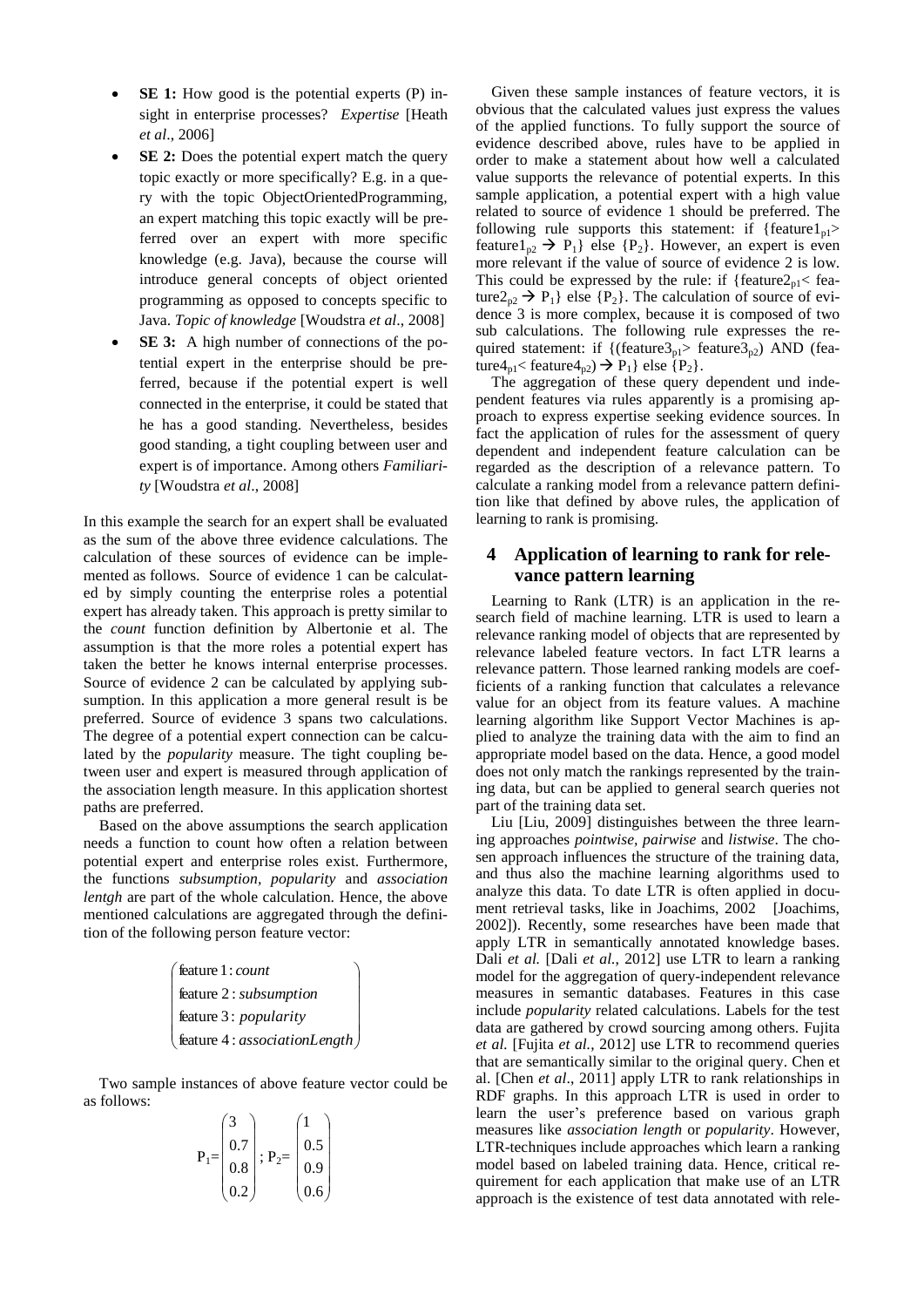- **SE 1:** How good is the potential experts (P) insight in enterprise processes? *Expertise* [Heath *et al*., 2006]
- **SE 2:** Does the potential expert match the query topic exactly or more specifically? E.g. in a query with the topic ObjectOrientedProgramming, an expert matching this topic exactly will be preferred over an expert with more specific knowledge (e.g. Java), because the course will introduce general concepts of object oriented programming as opposed to concepts specific to Java. *Topic of knowledge* [Woudstra *et al*., 2008]
- **SE 3:** A high number of connections of the potential expert in the enterprise should be preferred, because if the potential expert is well connected in the enterprise, it could be stated that he has a good standing. Nevertheless, besides good standing, a tight coupling between user and expert is of importance. Among others *Familiarity* [Woudstra *et al*., 2008]

In this example the search for an expert shall be evaluated as the sum of the above three evidence calculations. The calculation of these sources of evidence can be implemented as follows. Source of evidence 1 can be calculated by simply counting the enterprise roles a potential expert has already taken. This approach is pretty similar to the *count* function definition by Albertonie et al. The assumption is that the more roles a potential expert has taken the better he knows internal enterprise processes. Source of evidence 2 can be calculated by applying subsumption. In this application a more general result is be preferred. Source of evidence 3 spans two calculations. The degree of a potential expert connection can be calculated by the *popularity* measure. The tight coupling between user and expert is measured through application of the association length measure. In this application shortest paths are preferred.

Based on the above assumptions the search application needs a function to count how often a relation between potential expert and enterprise roles exist. Furthermore, the functions *subsumption*, *popularity* and *association lentgh* are part of the whole calculation. Hence, the above mentioned calculations are aggregated through the definition of the following person feature vector:

$$\begin{pmatrix} \text{feature 1}: \textit{count} \\ \text{feature 2}: \textit{subsumption} \\ \text{feature 3}: \textit{popularity} \\ \text{feature 4}: \textit{associationLength} \end{pmatrix}$$

Two sample instances of above feature vector could be as follows:

$$P_1 = \begin{pmatrix} 3 \\ 0.7 \\ 0.8 \\ 0.2 \end{pmatrix}; \; P_2 = \begin{pmatrix} 1 \\ 0.5 \\ 0.9 \\ 0.6 \end{pmatrix}$$

Given these sample instances of feature vectors, it is obvious that the calculated values just express the values of the applied functions. To fully support the source of evidence described above, rules have to be applied in order to make a statement about how well a calculated value supports the relevance of potential experts. In this sample application, a potential expert with a high value related to source of evidence 1 should be preferred. The following rule supports this statement: if $\{\text{feature1}_{p1} > \text{feature1}_{p2} \rightarrow P_1\}$ else $\{P_2\}$. However, an expert is even more relevant if the value of source of evidence 2 is low. This could be expressed by the rule: if $\{\text{feature2}_{p1} < \text{feature2}_{p2} \rightarrow P_1\}$ else $\{P_2\}$. The calculation of source of evidence 3 is more complex, because it is composed of two sub calculations. The following rule expresses the required statement: if $\{(\text{feature3}_{p1} > \text{feature3}_{p2})$ AND $(\text{feature4}_{p1} < \text{feature4}_{p2}) \rightarrow P_1\}$ else $\{P_2\}$.

The aggregation of these query dependent und independent features via rules apparently is a promising approach to express expertise seeking evidence sources. In fact the application of rules for the assessment of query dependent and independent feature calculation can be regarded as the description of a relevance pattern. To calculate a ranking model from a relevance pattern definition like that defined by above rules, the application of learning to rank is promising.

## 4 Application of learning to rank for relevance pattern learning

Learning to Rank (LTR) is an application in the research field of machine learning. LTR is used to learn a relevance ranking model of objects that are represented by relevance labeled feature vectors. In fact LTR learns a relevance pattern. Those learned ranking models are coefficients of a ranking function that calculates a relevance value for an object from its feature values. A machine learning algorithm like Support Vector Machines is applied to analyze the training data with the aim to find an appropriate model based on the data. Hence, a good model does not only match the rankings represented by the training data, but can be applied to general search queries not part of the training data set.

Liu [Liu, 2009] distinguishes between the three learning approaches *pointwise*, *pairwise* and *listwise*. The chosen approach influences the structure of the training data, and thus also the machine learning algorithms used to analyze this data. To date LTR is often applied in document retrieval tasks, like in Joachims, 2002 [Joachims, 2002]). Recently, some researches have been made that apply LTR in semantically annotated knowledge bases. Dali *et al.* [Dali *et al.*, 2012] use LTR to learn a ranking model for the aggregation of query-independent relevance measures in semantic databases. Features in this case include *popularity* related calculations. Labels for the test data are gathered by crowd sourcing among others. Fujita *et al.* [Fujita *et al.*, 2012] use LTR to recommend queries that are semantically similar to the original query. Chen et al. [Chen *et al*., 2011] apply LTR to rank relationships in RDF graphs. In this approach LTR is used in order to learn the user's preference based on various graph measures like *association length* or *popularity*. However, LTR-techniques include approaches which learn a ranking model based on labeled training data. Hence, critical requirement for each application that make use of an LTR approach is the existence of test data annotated with rele-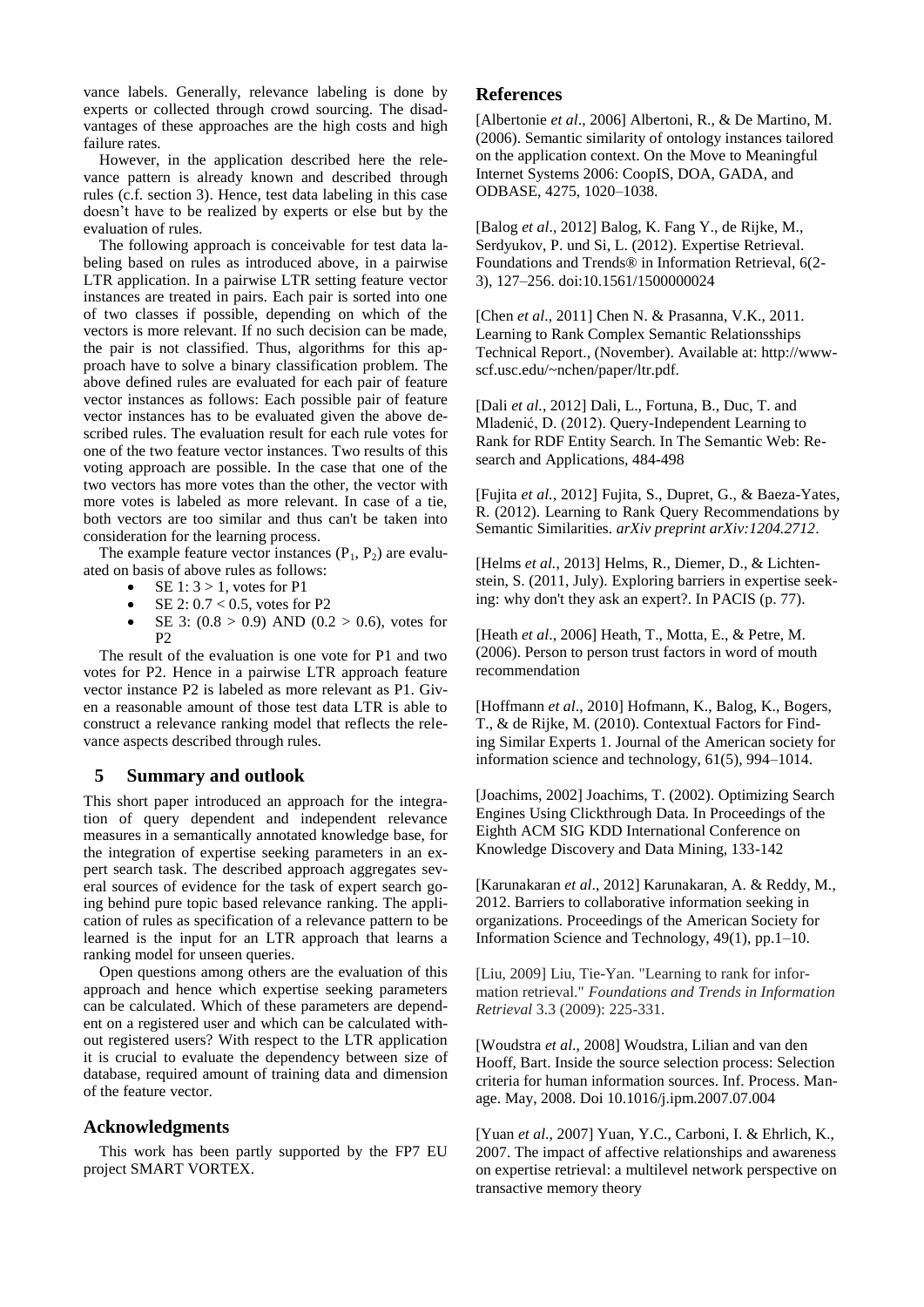vance labels. Generally, relevance labeling is done by experts or collected through crowd sourcing. The disadvantages of these approaches are the high costs and high failure rates.

However, in the application described here the relevance pattern is already known and described through rules (c.f. section 3). Hence, test data labeling in this case doesn't have to be realized by experts or else but by the evaluation of rules.

The following approach is conceivable for test data labeling based on rules as introduced above, in a pairwise LTR application. In a pairwise LTR setting feature vector instances are treated in pairs. Each pair is sorted into one of two classes if possible, depending on which of the vectors is more relevant. If no such decision can be made, the pair is not classified. Thus, algorithms for this approach have to solve a binary classification problem. The above defined rules are evaluated for each pair of feature vector instances as follows: Each possible pair of feature vector instances has to be evaluated given the above described rules. The evaluation result for each rule votes for one of the two feature vector instances. Two results of this voting approach are possible. In the case that one of the two vectors has more votes than the other, the vector with more votes is labeled as more relevant. In case of a tie, both vectors are too similar and thus can't be taken into consideration for the learning process.

The example feature vector instances ($P_1$, $P_2$) are evaluated on basis of above rules as follows:

- SE 1: 3 > 1, votes for P1
- SE 2: 0.7 < 0.5, votes for P2
- SE 3: (0.8 > 0.9) AND (0.2 > 0.6), votes for P2

The result of the evaluation is one vote for P1 and two votes for P2. Hence in a pairwise LTR approach feature vector instance P2 is labeled as more relevant as P1. Given a reasonable amount of those test data LTR is able to construct a relevance ranking model that reflects the relevance aspects described through rules.

## 5 Summary and outlook

This short paper introduced an approach for the integration of query dependent and independent relevance measures in a semantically annotated knowledge base, for the integration of expertise seeking parameters in an expert search task. The described approach aggregates several sources of evidence for the task of expert search going behind pure topic based relevance ranking. The application of rules as specification of a relevance pattern to be learned is the input for an LTR approach that learns a ranking model for unseen queries.

Open questions among others are the evaluation of this approach and hence which expertise seeking parameters can be calculated. Which of these parameters are dependent on a registered user and which can be calculated without registered users? With respect to the LTR application it is crucial to evaluate the dependency between size of database, required amount of training data and dimension of the feature vector.

## Acknowledgments

This work has been partly supported by the FP7 EU project SMART VORTEX.

## References

[Albertonie *et al*., 2006] Albertoni, R., & De Martino, M. (2006). Semantic similarity of ontology instances tailored on the application context. On the Move to Meaningful Internet Systems 2006: CoopIS, DOA, GADA, and ODBASE, 4275, 1020–1038.

[Balog *et al*., 2012] Balog, K. Fang Y., de Rijke, M., Serdyukov, P. und Si, L. (2012). Expertise Retrieval. Foundations and Trends® in Information Retrieval, 6(2-3), 127–256. doi:10.1561/1500000024

[Chen *et al*., 2011] Chen N. & Prasanna, V.K., 2011. Learning to Rank Complex Semantic Relationsships Technical Report., (November). Available at: http://www-scf.usc.edu/~nchen/paper/ltr.pdf.

[Dali *et al.*, 2012] Dali, L., Fortuna, B., Duc, T. and Mladenić, D. (2012). Query-Independent Learning to Rank for RDF Entity Search. In The Semantic Web: Research and Applications, 484-498

[Fujita *et al.*, 2012] Fujita, S., Dupret, G., & Baeza-Yates, R. (2012). Learning to Rank Query Recommendations by Semantic Similarities. *arXiv preprint arXiv:1204.2712*.

[Helms *et al.*, 2013] Helms, R., Diemer, D., & Lichtenstein, S. (2011, July). Exploring barriers in expertise seeking: why don't they ask an expert?. In PACIS (p. 77).

[Heath *et al*., 2006] Heath, T., Motta, E., & Petre, M. (2006). Person to person trust factors in word of mouth recommendation

[Hoffmann *et al*., 2010] Hofmann, K., Balog, K., Bogers, T., & de Rijke, M. (2010). Contextual Factors for Finding Similar Experts 1. Journal of the American society for information science and technology, 61(5), 994–1014.

[Joachims, 2002] Joachims, T. (2002). Optimizing Search Engines Using Clickthrough Data. In Proceedings of the Eighth ACM SIG KDD International Conference on Knowledge Discovery and Data Mining, 133-142

[Karunakaran *et al*., 2012] Karunakaran, A. & Reddy, M., 2012. Barriers to collaborative information seeking in organizations. Proceedings of the American Society for Information Science and Technology, 49(1), pp.1–10.

[Liu, 2009] Liu, Tie-Yan. "Learning to rank for information retrieval." *Foundations and Trends in Information Retrieval* 3.3 (2009): 225-331.

[Woudstra *et al*., 2008] Woudstra, Lilian and van den Hooff, Bart. Inside the source selection process: Selection criteria for human information sources. Inf. Process. Manage. May, 2008. Doi 10.1016/j.ipm.2007.07.004

[Yuan *et al*., 2007] Yuan, Y.C., Carboni, I. & Ehrlich, K., 2007. The impact of affective relationships and awareness on expertise retrieval: a multilevel network perspective on transactive memory theory